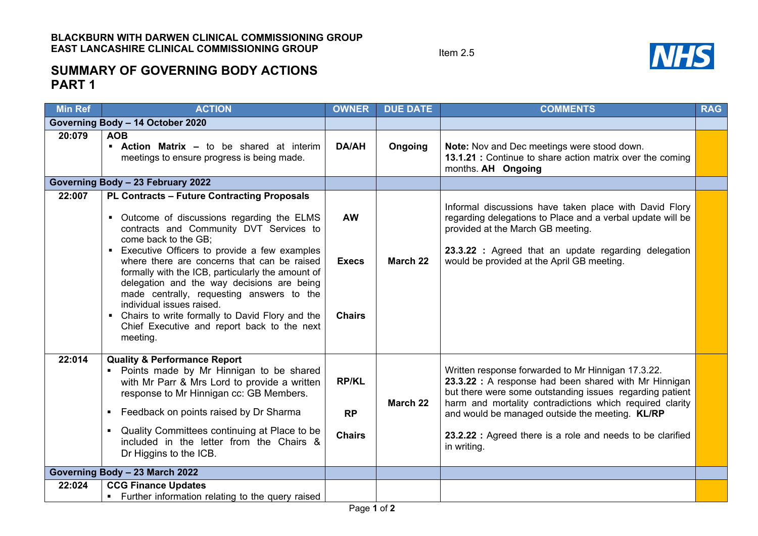**BLACKBURN WITH DARWEN CLINICAL COMMISSIONING GROUP**
**EAST LANCASHIRE CLINICAL COMMISSIONING GROUP**

Item 2.5

# SUMMARY OF GOVERNING BODY ACTIONS PART 1

| Min Ref | ACTION | OWNER | DUE DATE | COMMENTS | RAG |
|---|---|---|---|---|---|
| **Governing Body – 14 October 2020** | | | | | |
| **20:079** | **AOB**<br>▪ **Action Matrix –** to be shared at interim meetings to ensure progress is being made. | **DA/AH** | **Ongoing** | **Note:** Nov and Dec meetings were stood down.<br>**13.1.21 :** Continue to share action matrix over the coming months. **AH Ongoing** | |
| **Governing Body – 23 February 2022** | | | | | |
| **22:007** | **PL Contracts – Future Contracting Proposals**<br>▪ Outcome of discussions regarding the ELMS contracts and Community DVT Services to come back to the GB;<br>▪ Executive Officers to provide a few examples where there are concerns that can be raised formally with the ICB, particularly the amount of delegation and the way decisions are being made centrally, requesting answers to the individual issues raised.<br>▪ Chairs to write formally to David Flory and the Chief Executive and report back to the next meeting. | **AW**<br><br>**Execs**<br><br>**Chairs** | **March 22** | Informal discussions have taken place with David Flory regarding delegations to Place and a verbal update will be provided at the March GB meeting.<br><br>**23.3.22 :** Agreed that an update regarding delegation would be provided at the April GB meeting. | |
| **22:014** | **Quality & Performance Report**<br>▪ Points made by Mr Hinnigan to be shared with Mr Parr & Mrs Lord to provide a written response to Mr Hinnigan cc: GB Members.<br>▪ Feedback on points raised by Dr Sharma<br>▪ Quality Committees continuing at Place to be included in the letter from the Chairs & Dr Higgins to the ICB. | **RP/KL**<br><br>**RP**<br><br>**Chairs** | **March 22** | Written response forwarded to Mr Hinnigan 17.3.22.<br>**23.3.22 :** A response had been shared with Mr Hinnigan but there were some outstanding issues regarding patient harm and mortality contradictions which required clarity and would be managed outside the meeting. **KL/RP**<br><br>**23.2.22 :** Agreed there is a role and needs to be clarified in writing. | |
| **Governing Body – 23 March 2022** | | | | | |
| **22:024** | **CCG Finance Updates**<br>▪ Further information relating to the query raised | | | | |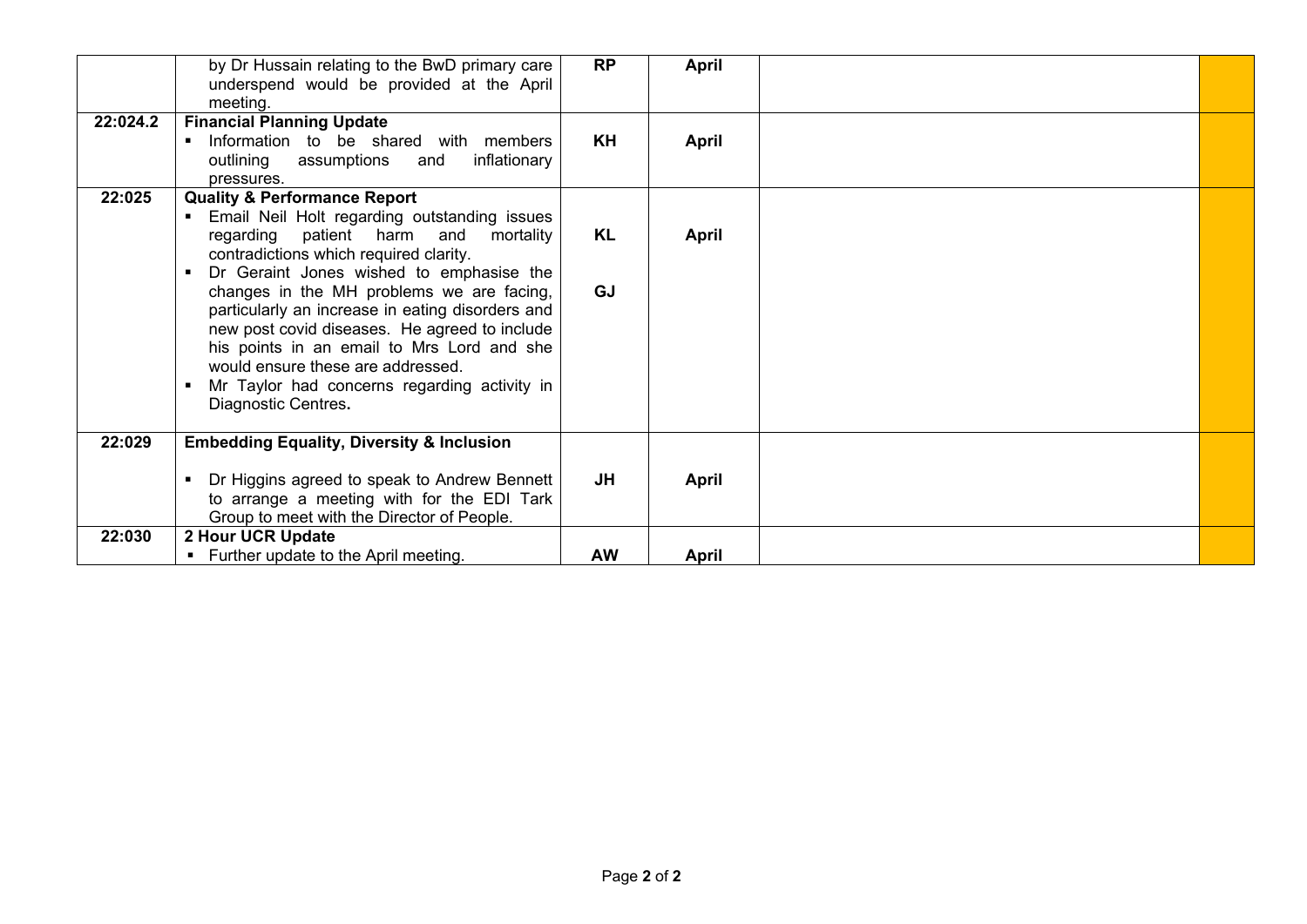| | | | | | |
|---|---|---|---|---|---|
| | by Dr Hussain relating to the BwD primary care underspend would be provided at the April meeting. | **RP** | **April** | | |
| **22:024.2** | **Financial Planning Update**<br>▪ Information to be shared with members outlining assumptions and inflationary pressures. | **KH** | **April** | | |
| **22:025** | **Quality & Performance Report**<br>▪ Email Neil Holt regarding outstanding issues regarding patient harm and mortality contradictions which required clarity.<br>▪ Dr Geraint Jones wished to emphasise the changes in the MH problems we are facing, particularly an increase in eating disorders and new post covid diseases. He agreed to include his points in an email to Mrs Lord and she would ensure these are addressed.<br>▪ Mr Taylor had concerns regarding activity in Diagnostic Centres**.** | **KL**<br><br>**GJ** | **April** | | |
| **22:029** | **Embedding Equality, Diversity & Inclusion**<br><br>▪ Dr Higgins agreed to speak to Andrew Bennett to arrange a meeting with for the EDI Tark Group to meet with the Director of People. | **JH** | **April** | | |
| **22:030** | **2 Hour UCR Update**<br>▪ Further update to the April meeting. | **AW** | **April** | | |